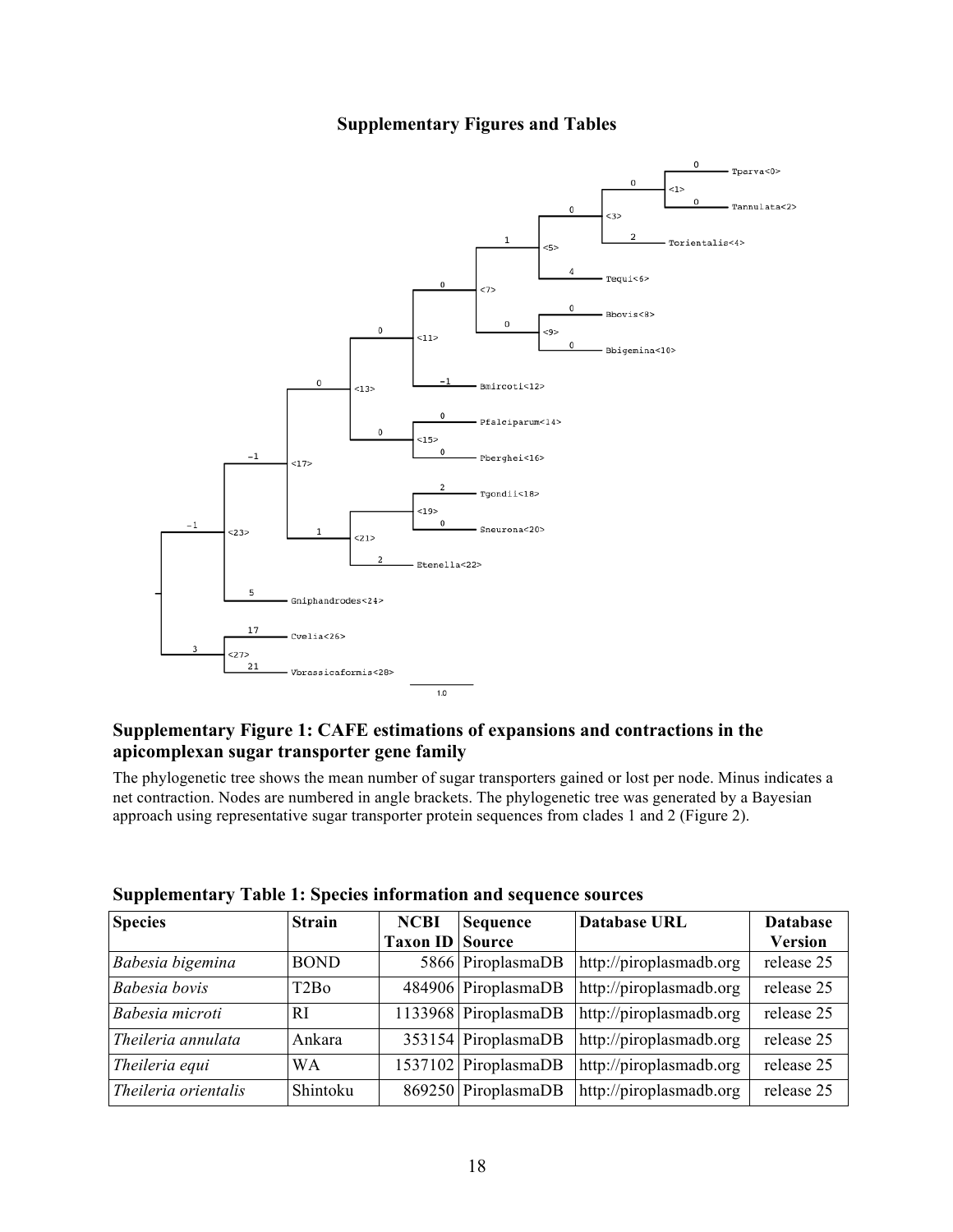## Supplementary Figures and Tables

### Supplementary Figure 1: CAFE estimations of expansions and contractions in the apicomplexan sugar transporter gene family

The phylogenetic tree shows the mean number of sugar transporters gained or lost per node. Minus indicates a net contraction. Nodes are numbered in angle brackets. The phylogenetic tree was generated by a Bayesian approach using representative sugar transporter protein sequences from clades 1 and 2 (Figure 2).

### Supplementary Table 1: Species information and sequence sources

| Species | Strain | NCBI Taxon ID | Sequence Source | Database URL | Database Version |
|---|---|---|---|---|---|
| *Babesia bigemina* | BOND | 5866 | PiroplasmaDB | http://piroplasmadb.org | release 25 |
| *Babesia bovis* | T2Bo | 484906 | PiroplasmaDB | http://piroplasmadb.org | release 25 |
| *Babesia microti* | RI | 1133968 | PiroplasmaDB | http://piroplasmadb.org | release 25 |
| *Theileria annulata* | Ankara | 353154 | PiroplasmaDB | http://piroplasmadb.org | release 25 |
| *Theileria equi* | WA | 1537102 | PiroplasmaDB | http://piroplasmadb.org | release 25 |
| *Theileria orientalis* | Shintoku | 869250 | PiroplasmaDB | http://piroplasmadb.org | release 25 |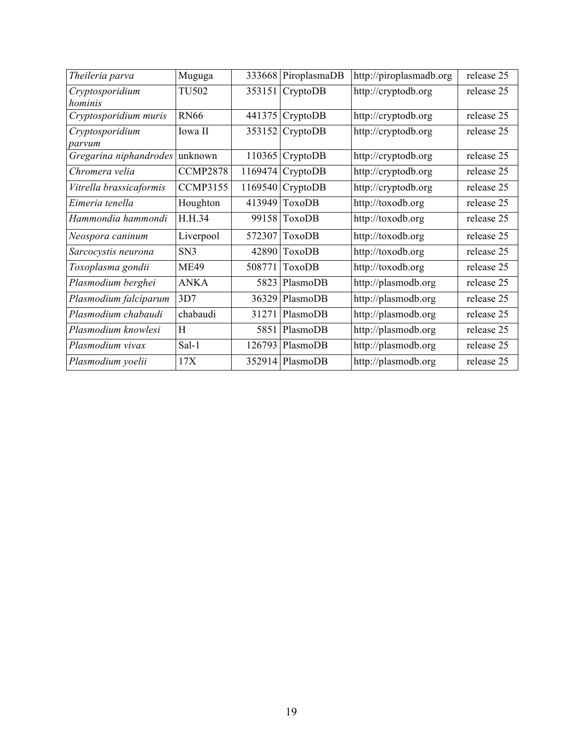| | | | | | |
|---|---|---|---|---|---|
| *Theileria parva* | Muguga | 333668 | PiroplasmaDB | http://piroplasmadb.org | release 25 |
| *Cryptosporidium hominis* | TU502 | 353151 | CryptoDB | http://cryptodb.org | release 25 |
| *Cryptosporidium muris* | RN66 | 441375 | CryptoDB | http://cryptodb.org | release 25 |
| *Cryptosporidium parvum* | Iowa II | 353152 | CryptoDB | http://cryptodb.org | release 25 |
| *Gregarina niphandrodes* | unknown | 110365 | CryptoDB | http://cryptodb.org | release 25 |
| *Chromera velia* | CCMP2878 | 1169474 | CryptoDB | http://cryptodb.org | release 25 |
| *Vitrella brassicaformis* | CCMP3155 | 1169540 | CryptoDB | http://cryptodb.org | release 25 |
| *Eimeria tenella* | Houghton | 413949 | ToxoDB | http://toxodb.org | release 25 |
| *Hammondia hammondi* | H.H.34 | 99158 | ToxoDB | http://toxodb.org | release 25 |
| *Neospora caninum* | Liverpool | 572307 | ToxoDB | http://toxodb.org | release 25 |
| *Sarcocystis neurona* | SN3 | 42890 | ToxoDB | http://toxodb.org | release 25 |
| *Toxoplasma gondii* | ME49 | 508771 | ToxoDB | http://toxodb.org | release 25 |
| *Plasmodium berghei* | ANKA | 5823 | PlasmoDB | http://plasmodb.org | release 25 |
| *Plasmodium falciparum* | 3D7 | 36329 | PlasmoDB | http://plasmodb.org | release 25 |
| *Plasmodium chabaudi* | chabaudi | 31271 | PlasmoDB | http://plasmodb.org | release 25 |
| *Plasmodium knowlesi* | H | 5851 | PlasmoDB | http://plasmodb.org | release 25 |
| *Plasmodium vivax* | Sal-1 | 126793 | PlasmoDB | http://plasmodb.org | release 25 |
| *Plasmodium yoelii* | 17X | 352914 | PlasmoDB | http://plasmodb.org | release 25 |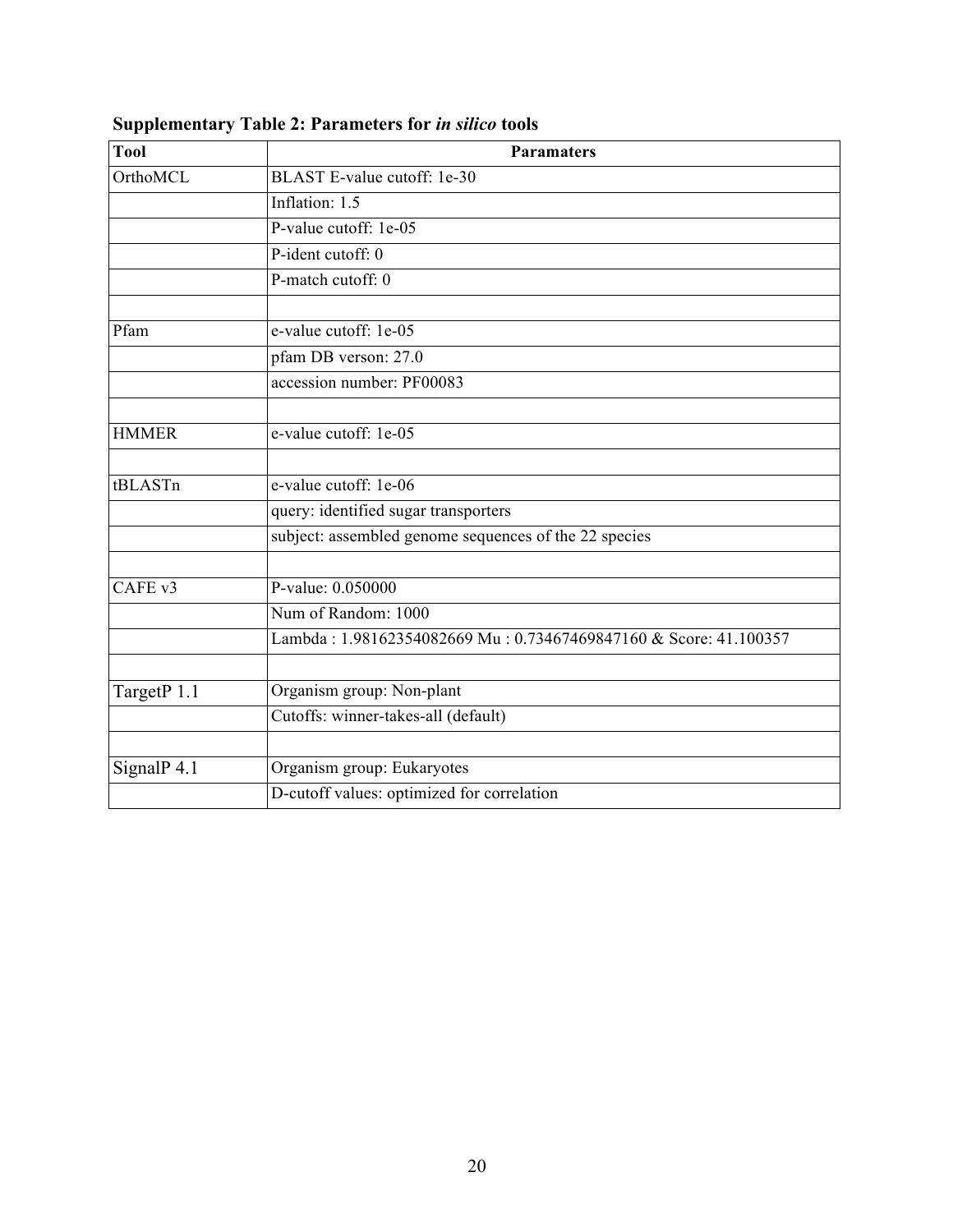**Supplementary Table 2: Parameters for *in silico* tools**

| Tool | Paramaters |
|---|---|
| OrthoMCL | BLAST E-value cutoff: 1e-30 |
| | Inflation: 1.5 |
| | P-value cutoff: 1e-05 |
| | P-ident cutoff: 0 |
| | P-match cutoff: 0 |
| | |
| Pfam | e-value cutoff: 1e-05 |
| | pfam DB verson: 27.0 |
| | accession number: PF00083 |
| | |
| HMMER | e-value cutoff: 1e-05 |
| | |
| tBLASTn | e-value cutoff: 1e-06 |
| | query: identified sugar transporters |
| | subject: assembled genome sequences of the 22 species |
| | |
| CAFE v3 | P-value: 0.050000 |
| | Num of Random: 1000 |
| | Lambda : 1.98162354082669 Mu : 0.73467469847160 & Score: 41.100357 |
| | |
| TargetP 1.1 | Organism group: Non-plant |
| | Cutoffs: winner-takes-all (default) |
| | |
| SignalP 4.1 | Organism group: Eukaryotes |
| | D-cutoff values: optimized for correlation |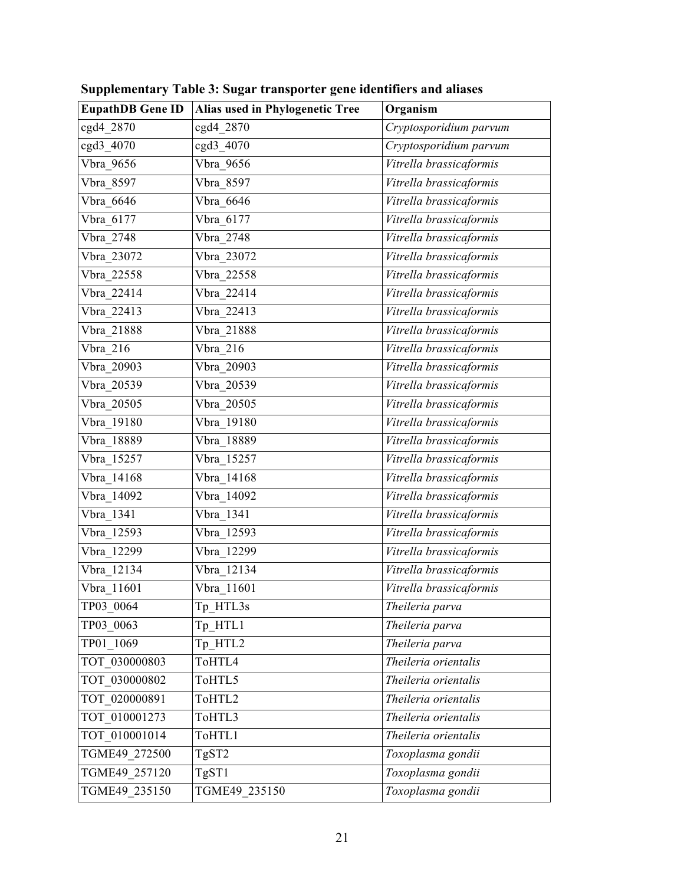**Supplementary Table 3: Sugar transporter gene identifiers and aliases**

| EupathDB Gene ID | Alias used in Phylogenetic Tree | Organism |
|---|---|---|
| cgd4_2870 | cgd4_2870 | *Cryptosporidium parvum* |
| cgd3_4070 | cgd3_4070 | *Cryptosporidium parvum* |
| Vbra_9656 | Vbra_9656 | *Vitrella brassicaformis* |
| Vbra_8597 | Vbra_8597 | *Vitrella brassicaformis* |
| Vbra_6646 | Vbra_6646 | *Vitrella brassicaformis* |
| Vbra_6177 | Vbra_6177 | *Vitrella brassicaformis* |
| Vbra_2748 | Vbra_2748 | *Vitrella brassicaformis* |
| Vbra_23072 | Vbra_23072 | *Vitrella brassicaformis* |
| Vbra_22558 | Vbra_22558 | *Vitrella brassicaformis* |
| Vbra_22414 | Vbra_22414 | *Vitrella brassicaformis* |
| Vbra_22413 | Vbra_22413 | *Vitrella brassicaformis* |
| Vbra_21888 | Vbra_21888 | *Vitrella brassicaformis* |
| Vbra_216 | Vbra_216 | *Vitrella brassicaformis* |
| Vbra_20903 | Vbra_20903 | *Vitrella brassicaformis* |
| Vbra_20539 | Vbra_20539 | *Vitrella brassicaformis* |
| Vbra_20505 | Vbra_20505 | *Vitrella brassicaformis* |
| Vbra_19180 | Vbra_19180 | *Vitrella brassicaformis* |
| Vbra_18889 | Vbra_18889 | *Vitrella brassicaformis* |
| Vbra_15257 | Vbra_15257 | *Vitrella brassicaformis* |
| Vbra_14168 | Vbra_14168 | *Vitrella brassicaformis* |
| Vbra_14092 | Vbra_14092 | *Vitrella brassicaformis* |
| Vbra_1341 | Vbra_1341 | *Vitrella brassicaformis* |
| Vbra_12593 | Vbra_12593 | *Vitrella brassicaformis* |
| Vbra_12299 | Vbra_12299 | *Vitrella brassicaformis* |
| Vbra_12134 | Vbra_12134 | *Vitrella brassicaformis* |
| Vbra_11601 | Vbra_11601 | *Vitrella brassicaformis* |
| TP03_0064 | Tp_HTL3s | *Theileria parva* |
| TP03_0063 | Tp_HTL1 | *Theileria parva* |
| TP01_1069 | Tp_HTL2 | *Theileria parva* |
| TOT_030000803 | ToHTL4 | *Theileria orientalis* |
| TOT_030000802 | ToHTL5 | *Theileria orientalis* |
| TOT_020000891 | ToHTL2 | *Theileria orientalis* |
| TOT_010001273 | ToHTL3 | *Theileria orientalis* |
| TOT_010001014 | ToHTL1 | *Theileria orientalis* |
| TGME49_272500 | TgST2 | *Toxoplasma gondii* |
| TGME49_257120 | TgST1 | *Toxoplasma gondii* |
| TGME49_235150 | TGME49_235150 | *Toxoplasma gondii* |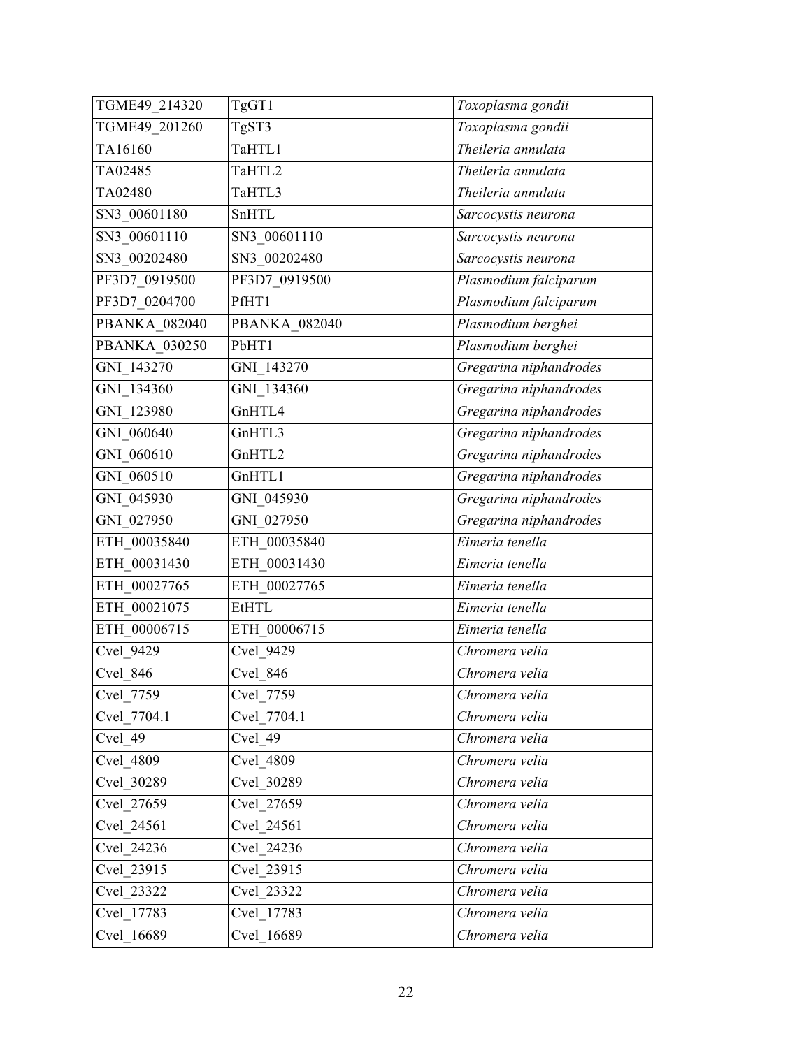| TGME49_214320 | TgGT1 | *Toxoplasma gondii* |
| --- | --- | --- |
| TGME49_201260 | TgST3 | *Toxoplasma gondii* |
| TA16160 | TaHTL1 | *Theileria annulata* |
| TA02485 | TaHTL2 | *Theileria annulata* |
| TA02480 | TaHTL3 | *Theileria annulata* |
| SN3_00601180 | SnHTL | *Sarcocystis neurona* |
| SN3_00601110 | SN3_00601110 | *Sarcocystis neurona* |
| SN3_00202480 | SN3_00202480 | *Sarcocystis neurona* |
| PF3D7_0919500 | PF3D7_0919500 | *Plasmodium falciparum* |
| PF3D7_0204700 | PfHT1 | *Plasmodium falciparum* |
| PBANKA_082040 | PBANKA_082040 | *Plasmodium berghei* |
| PBANKA_030250 | PbHT1 | *Plasmodium berghei* |
| GNI_143270 | GNI_143270 | *Gregarina niphandrodes* |
| GNI_134360 | GNI_134360 | *Gregarina niphandrodes* |
| GNI_123980 | GnHTL4 | *Gregarina niphandrodes* |
| GNI_060640 | GnHTL3 | *Gregarina niphandrodes* |
| GNI_060610 | GnHTL2 | *Gregarina niphandrodes* |
| GNI_060510 | GnHTL1 | *Gregarina niphandrodes* |
| GNI_045930 | GNI_045930 | *Gregarina niphandrodes* |
| GNI_027950 | GNI_027950 | *Gregarina niphandrodes* |
| ETH_00035840 | ETH_00035840 | *Eimeria tenella* |
| ETH_00031430 | ETH_00031430 | *Eimeria tenella* |
| ETH_00027765 | ETH_00027765 | *Eimeria tenella* |
| ETH_00021075 | EtHTL | *Eimeria tenella* |
| ETH_00006715 | ETH_00006715 | *Eimeria tenella* |
| Cvel_9429 | Cvel_9429 | *Chromera velia* |
| Cvel_846 | Cvel_846 | *Chromera velia* |
| Cvel_7759 | Cvel_7759 | *Chromera velia* |
| Cvel_7704.1 | Cvel_7704.1 | *Chromera velia* |
| Cvel_49 | Cvel_49 | *Chromera velia* |
| Cvel_4809 | Cvel_4809 | *Chromera velia* |
| Cvel_30289 | Cvel_30289 | *Chromera velia* |
| Cvel_27659 | Cvel_27659 | *Chromera velia* |
| Cvel_24561 | Cvel_24561 | *Chromera velia* |
| Cvel_24236 | Cvel_24236 | *Chromera velia* |
| Cvel_23915 | Cvel_23915 | *Chromera velia* |
| Cvel_23322 | Cvel_23322 | *Chromera velia* |
| Cvel_17783 | Cvel_17783 | *Chromera velia* |
| Cvel_16689 | Cvel_16689 | *Chromera velia* |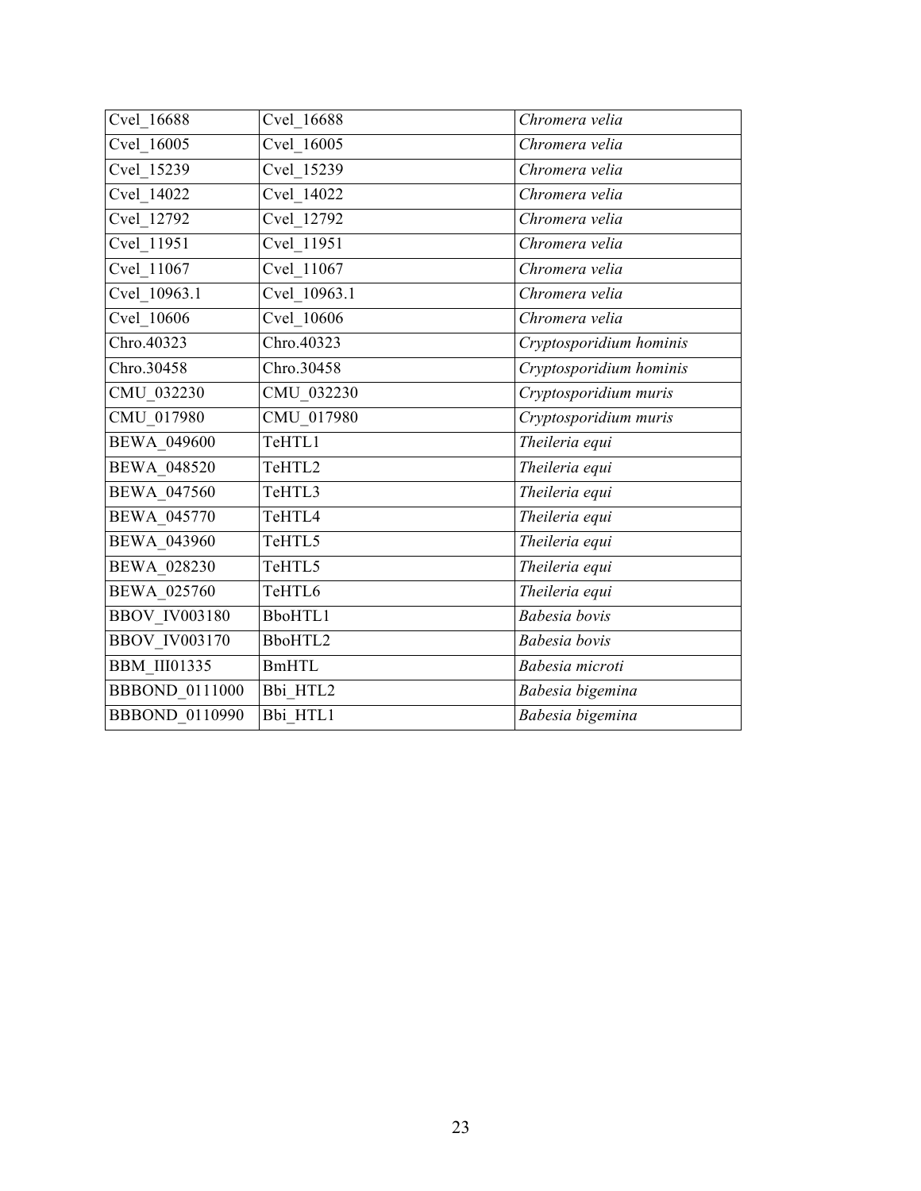| | | |
|---|---|---|
| Cvel_16688 | Cvel_16688 | *Chromera velia* |
| Cvel_16005 | Cvel_16005 | *Chromera velia* |
| Cvel_15239 | Cvel_15239 | *Chromera velia* |
| Cvel_14022 | Cvel_14022 | *Chromera velia* |
| Cvel_12792 | Cvel_12792 | *Chromera velia* |
| Cvel_11951 | Cvel_11951 | *Chromera velia* |
| Cvel_11067 | Cvel_11067 | *Chromera velia* |
| Cvel_10963.1 | Cvel_10963.1 | *Chromera velia* |
| Cvel_10606 | Cvel_10606 | *Chromera velia* |
| Chro.40323 | Chro.40323 | *Cryptosporidium hominis* |
| Chro.30458 | Chro.30458 | *Cryptosporidium hominis* |
| CMU_032230 | CMU_032230 | *Cryptosporidium muris* |
| CMU_017980 | CMU_017980 | *Cryptosporidium muris* |
| BEWA_049600 | TeHTL1 | *Theileria equi* |
| BEWA_048520 | TeHTL2 | *Theileria equi* |
| BEWA_047560 | TeHTL3 | *Theileria equi* |
| BEWA_045770 | TeHTL4 | *Theileria equi* |
| BEWA_043960 | TeHTL5 | *Theileria equi* |
| BEWA_028230 | TeHTL5 | *Theileria equi* |
| BEWA_025760 | TeHTL6 | *Theileria equi* |
| BBOV_IV003180 | BboHTL1 | *Babesia bovis* |
| BBOV_IV003170 | BboHTL2 | *Babesia bovis* |
| BBM_III01335 | BmHTL | *Babesia microti* |
| BBBOND_0111000 | Bbi_HTL2 | *Babesia bigemina* |
| BBBOND_0110990 | Bbi_HTL1 | *Babesia bigemina* |